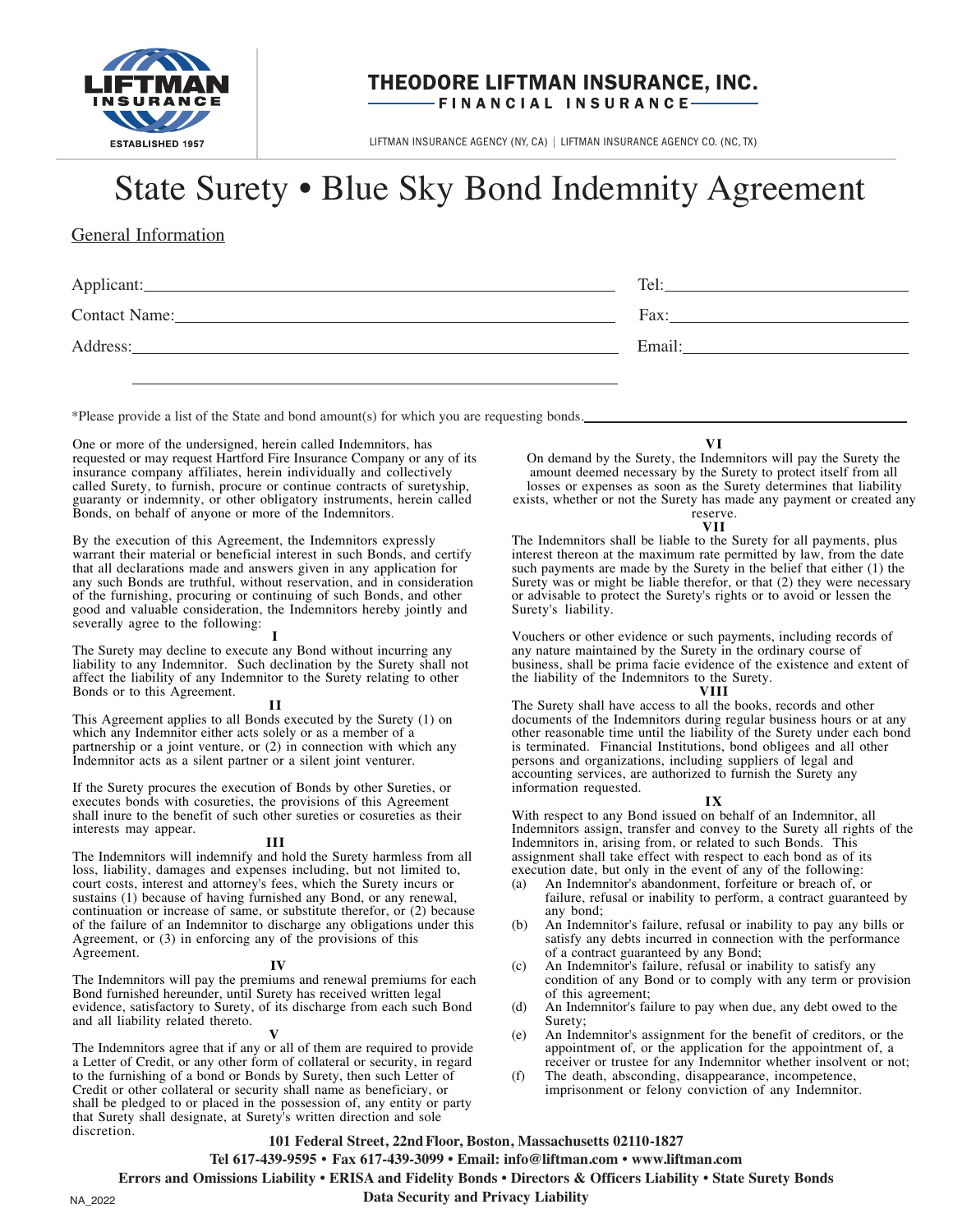LIFTMAN INSURANCE
ESTABLISHED 1957

**THEODORE LIFTMAN INSURANCE, INC.**
**FINANCIAL INSURANCE**

LIFTMAN INSURANCE AGENCY (NY, CA) | LIFTMAN INSURANCE AGENCY CO. (NC, TX)

# State Surety • Blue Sky Bond Indemnity Agreement

## General Information

Applicant: ______________________________ Tel: ______________________

Contact Name: ______________________________ Fax: ______________________

Address: ______________________________ Email: ______________________

______________________________

*Please provide a list of the State and bond amount(s) for which you are requesting bonds. ______________________

One or more of the undersigned, herein called Indemnitors, has requested or may request Hartford Fire Insurance Company or any of its insurance company affiliates, herein individually and collectively called Surety, to furnish, procure or continue contracts of suretyship, guaranty or indemnity, or other obligatory instruments, herein called Bonds, on behalf of anyone or more of the Indemnitors.

By the execution of this Agreement, the Indemnitors expressly warrant their material or beneficial interest in such Bonds, and certify that all declarations made and answers given in any application for any such Bonds are truthful, without reservation, and in consideration of the furnishing, procuring or continuing of such Bonds, and other good and valuable consideration, the Indemnitors hereby jointly and severally agree to the following:

**I**

The Surety may decline to execute any Bond without incurring any liability to any Indemnitor. Such declination by the Surety shall not affect the liability of any Indemnitor to the Surety relating to other Bonds or to this Agreement.

**II**

This Agreement applies to all Bonds executed by the Surety (1) on which any Indemnitor either acts solely or as a member of a partnership or a joint venture, or (2) in connection with which any Indemnitor acts as a silent partner or a silent joint venturer.

If the Surety procures the execution of Bonds by other Sureties, or executes bonds with cosureties, the provisions of this Agreement shall inure to the benefit of such other sureties or cosureties as their interests may appear.

**III**

The Indemnitors will indemnify and hold the Surety harmless from all loss, liability, damages and expenses including, but not limited to, court costs, interest and attorney's fees, which the Surety incurs or sustains (1) because of having furnished any Bond, or any renewal, continuation or increase of same, or substitute therefor, or (2) because of the failure of an Indemnitor to discharge any obligations under this Agreement, or (3) in enforcing any of the provisions of this Agreement.

**IV**

The Indemnitors will pay the premiums and renewal premiums for each Bond furnished hereunder, until Surety has received written legal evidence, satisfactory to Surety, of its discharge from each such Bond and all liability related thereto.

**V**

The Indemnitors agree that if any or all of them are required to provide a Letter of Credit, or any other form of collateral or security, in regard to the furnishing of a bond or Bonds by Surety, then such Letter of Credit or other collateral or security shall name as beneficiary, or shall be pledged to or placed in the possession of, any entity or party that Surety shall designate, at Surety's written direction and sole discretion.

**VI**

On demand by the Surety, the Indemnitors will pay the Surety the amount deemed necessary by the Surety to protect itself from all losses or expenses as soon as the Surety determines that liability exists, whether or not the Surety has made any payment or created any reserve.

**VII**

The Indemnitors shall be liable to the Surety for all payments, plus interest thereon at the maximum rate permitted by law, from the date such payments are made by the Surety in the belief that either (1) the Surety was or might be liable therefor, or that (2) they were necessary or advisable to protect the Surety's rights or to avoid or lessen the Surety's liability.

Vouchers or other evidence or such payments, including records of any nature maintained by the Surety in the ordinary course of business, shall be prima facie evidence of the existence and extent of the liability of the Indemnitors to the Surety.

**VIII**

The Surety shall have access to all the books, records and other documents of the Indemnitors during regular business hours or at any other reasonable time until the liability of the Surety under each bond is terminated. Financial Institutions, bond obligees and all other persons and organizations, including suppliers of legal and accounting services, are authorized to furnish the Surety any information requested.

**IX**

With respect to any Bond issued on behalf of an Indemnitor, all Indemnitors assign, transfer and convey to the Surety all rights of the Indemnitors in, arising from, or related to such Bonds. This assignment shall take effect with respect to each bond as of its execution date, but only in the event of any of the following:

(a) An Indemnitor's abandonment, forfeiture or breach of, or failure, refusal or inability to perform, a contract guaranteed by any bond;
(b) An Indemnitor's failure, refusal or inability to pay any bills or satisfy any debts incurred in connection with the performance of a contract guaranteed by any Bond;
(c) An Indemnitor's failure, refusal or inability to satisfy any condition of any Bond or to comply with any term or provision of this agreement;
(d) An Indemnitor's failure to pay when due, any debt owed to the Surety;
(e) An Indemnitor's assignment for the benefit of creditors, or the appointment of, or the application for the appointment of, a receiver or trustee for any Indemnitor whether insolvent or not;
(f) The death, absconding, disappearance, incompetence, imprisonment or felony conviction of any Indemnitor.

**101 Federal Street, 22nd Floor, Boston, Massachusetts 02110-1827**
**Tel 617-439-9595 • Fax 617-439-3099 • Email: info@liftman.com • www.liftman.com**
**Errors and Omissions Liability • ERISA and Fidelity Bonds • Directors & Officers Liability • State Surety Bonds**
**Data Security and Privacy Liability**

NA_2022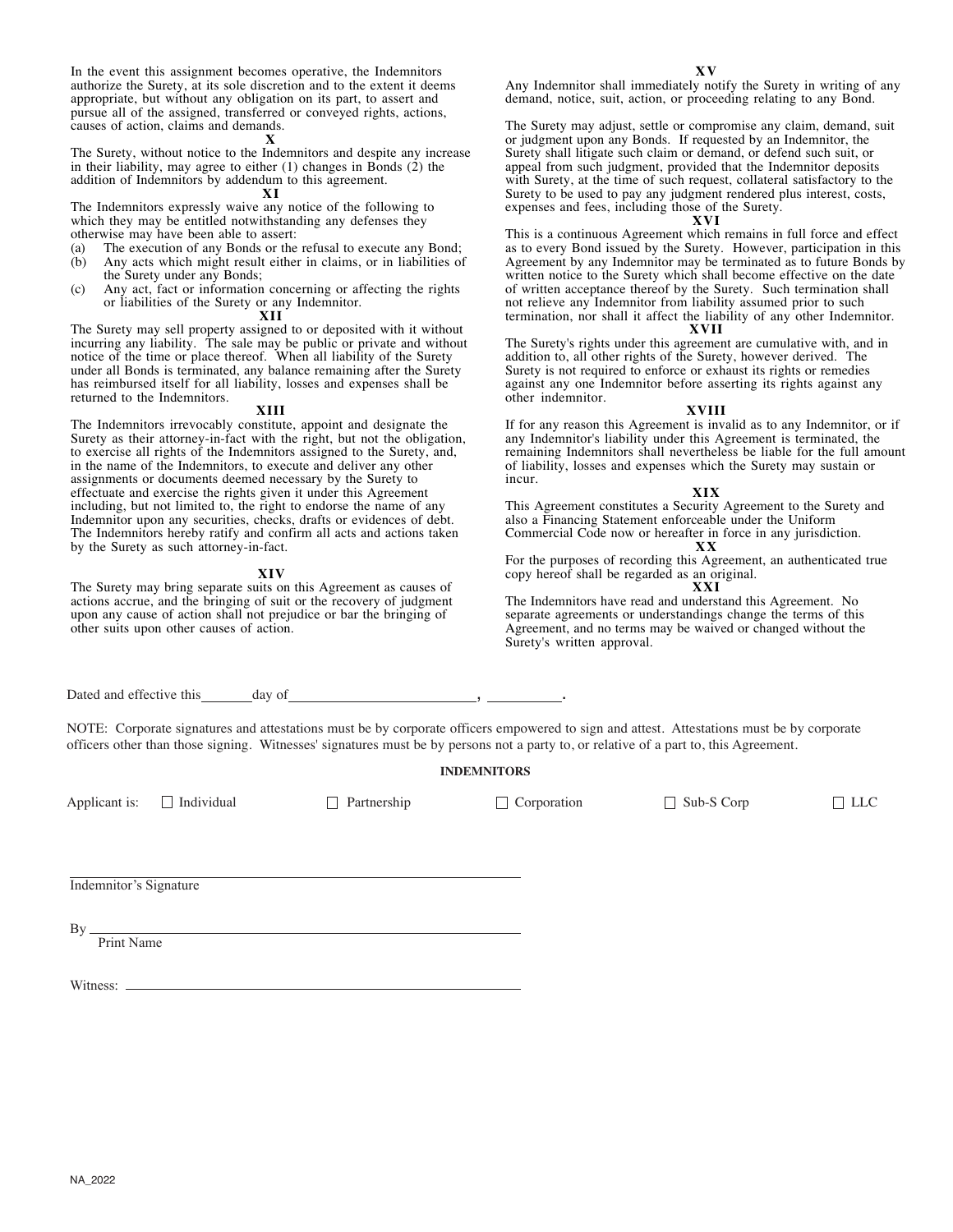In the event this assignment becomes operative, the Indemnitors authorize the Surety, at its sole discretion and to the extent it deems appropriate, but without any obligation on its part, to assert and pursue all of the assigned, transferred or conveyed rights, actions, causes of action, claims and demands.

**X**

The Surety, without notice to the Indemnitors and despite any increase in their liability, may agree to either (1) changes in Bonds (2) the addition of Indemnitors by addendum to this agreement.

**XI**

The Indemnitors expressly waive any notice of the following to which they may be entitled notwithstanding any defenses they otherwise may have been able to assert:

(a) The execution of any Bonds or the refusal to execute any Bond;
(b) Any acts which might result either in claims, or in liabilities of the Surety under any Bonds;
(c) Any act, fact or information concerning or affecting the rights or liabilities of the Surety or any Indemnitor.

**XII**

The Surety may sell property assigned to or deposited with it without incurring any liability. The sale may be public or private and without notice of the time or place thereof. When all liability of the Surety under all Bonds is terminated, any balance remaining after the Surety has reimbursed itself for all liability, losses and expenses shall be returned to the Indemnitors.

**XIII**

The Indemnitors irrevocably constitute, appoint and designate the Surety as their attorney-in-fact with the right, but not the obligation, to exercise all rights of the Indemnitors assigned to the Surety, and, in the name of the Indemnitors, to execute and deliver any other assignments or documents deemed necessary by the Surety to effectuate and exercise the rights given it under this Agreement including, but not limited to, the right to endorse the name of any Indemnitor upon any securities, checks, drafts or evidences of debt. The Indemnitors hereby ratify and confirm all acts and actions taken by the Surety as such attorney-in-fact.

**XIV**

The Surety may bring separate suits on this Agreement as causes of actions accrue, and the bringing of suit or the recovery of judgment upon any cause of action shall not prejudice or bar the bringing of other suits upon other causes of action.

**XV**

Any Indemnitor shall immediately notify the Surety in writing of any demand, notice, suit, action, or proceeding relating to any Bond.

The Surety may adjust, settle or compromise any claim, demand, suit or judgment upon any Bonds. If requested by an Indemnitor, the Surety shall litigate such claim or demand, or defend such suit, or appeal from such judgment, provided that the Indemnitor deposits with Surety, at the time of such request, collateral satisfactory to the Surety to be used to pay any judgment rendered plus interest, costs, expenses and fees, including those of the Surety.

**XVI**

This is a continuous Agreement which remains in full force and effect as to every Bond issued by the Surety. However, participation in this Agreement by any Indemnitor may be terminated as to future Bonds by written notice to the Surety which shall become effective on the date of written acceptance thereof by the Surety. Such termination shall not relieve any Indemnitor from liability assumed prior to such termination, nor shall it affect the liability of any other Indemnitor.

**XVII**

The Surety's rights under this agreement are cumulative with, and in addition to, all other rights of the Surety, however derived. The Surety is not required to enforce or exhaust its rights or remedies against any one Indemnitor before asserting its rights against any other indemnitor.

**XVIII**

If for any reason this Agreement is invalid as to any Indemnitor, or if any Indemnitor's liability under this Agreement is terminated, the remaining Indemnitors shall nevertheless be liable for the full amount of liability, losses and expenses which the Surety may sustain or incur.

**XIX**

This Agreement constitutes a Security Agreement to the Surety and also a Financing Statement enforceable under the Uniform Commercial Code now or hereafter in force in any jurisdiction.

**XX**

For the purposes of recording this Agreement, an authenticated true copy hereof shall be regarded as an original.

**XXI**

The Indemnitors have read and understand this Agreement. No separate agreements or understandings change the terms of this Agreement, and no terms may be waived or changed without the Surety's written approval.

Dated and effective this _______ day of _________________________, __________.

NOTE: Corporate signatures and attestations must be by corporate officers empowered to sign and attest. Attestations must be by corporate officers other than those signing. Witnesses' signatures must be by persons not a party to, or relative of a part to, this Agreement.

**INDEMNITORS**

Applicant is: ☐ Individual ☐ Partnership ☐ Corporation ☐ Sub-S Corp ☐ LLC

_____________________________________________
Indemnitor's Signature

By ___________________________________________
Print Name

Witness: ______________________________________

NA_2022